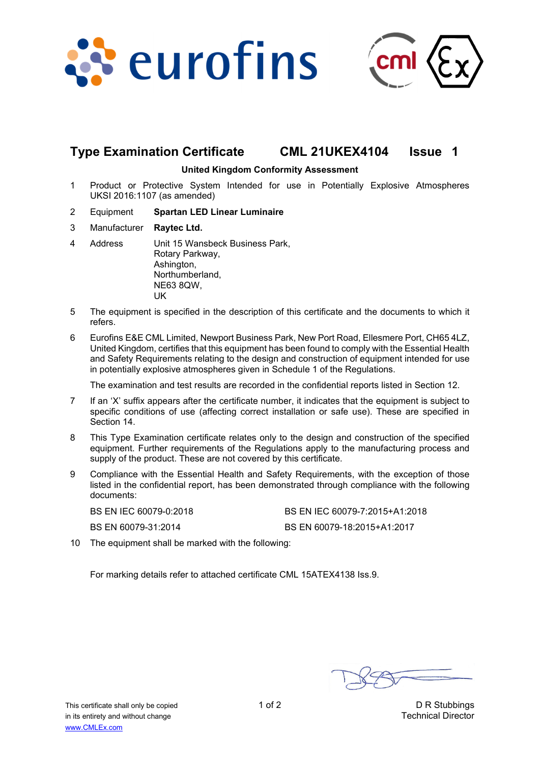## Type Examination Certificate CML 21UKEX4104 Issue 1

**United Kingdom Conformity Assessment**

1 Product or Protective System Intended for use in Potentially Explosive Atmospheres UKSI 2016:1107 (as amended)

2 Equipment **Spartan LED Linear Luminaire**

3 Manufacturer **Raytec Ltd.**

4 Address Unit 15 Wansbeck Business Park,
Rotary Parkway,
Ashington,
Northumberland,
NE63 8QW,
UK

5 The equipment is specified in the description of this certificate and the documents to which it refers.

6 Eurofins E&E CML Limited, Newport Business Park, New Port Road, Ellesmere Port, CH65 4LZ, United Kingdom, certifies that this equipment has been found to comply with the Essential Health and Safety Requirements relating to the design and construction of equipment intended for use in potentially explosive atmospheres given in Schedule 1 of the Regulations.

The examination and test results are recorded in the confidential reports listed in Section 12.

7 If an 'X' suffix appears after the certificate number, it indicates that the equipment is subject to specific conditions of use (affecting correct installation or safe use). These are specified in Section 14.

8 This Type Examination certificate relates only to the design and construction of the specified equipment. Further requirements of the Regulations apply to the manufacturing process and supply of the product. These are not covered by this certificate.

9 Compliance with the Essential Health and Safety Requirements, with the exception of those listed in the confidential report, has been demonstrated through compliance with the following documents:

BS EN IEC 60079-0:2018
BS EN IEC 60079-7:2015+A1:2018
BS EN 60079-31:2014
BS EN 60079-18:2015+A1:2017

10 The equipment shall be marked with the following:

For marking details refer to attached certificate CML 15ATEX4138 Iss.9.

This certificate shall only be copied in its entirety and without change
www.CMLEx.com

D R Stubbings
Technical Director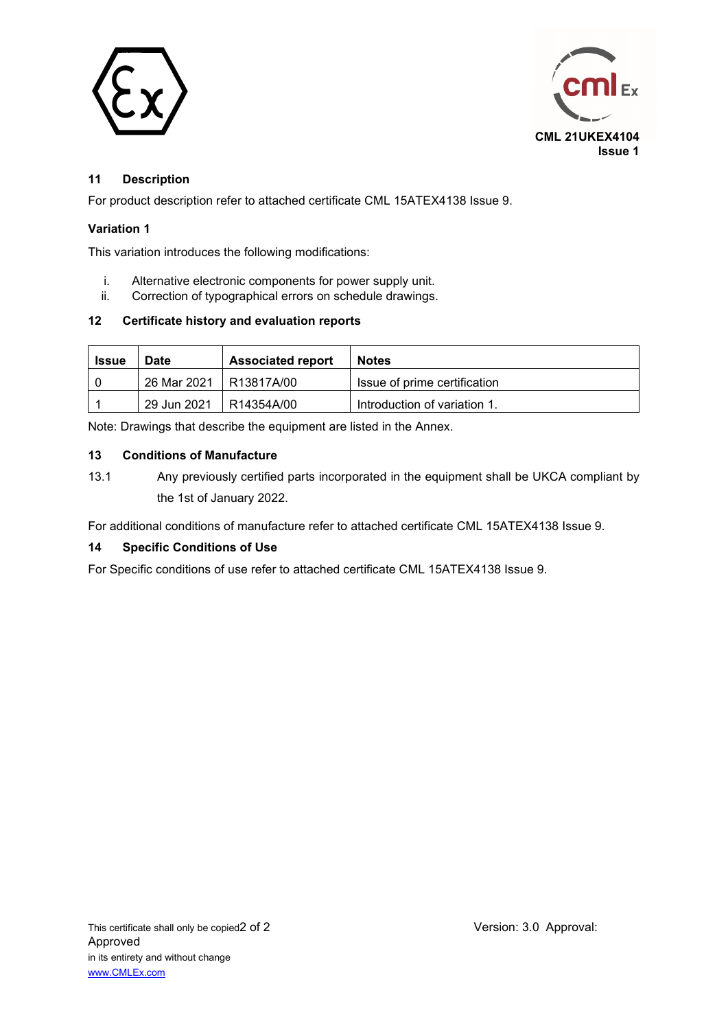CML 21UKEX4104
Issue 1

## 11 Description

For product description refer to attached certificate CML 15ATEX4138 Issue 9.

### Variation 1

This variation introduces the following modifications:

i. Alternative electronic components for power supply unit.
ii. Correction of typographical errors on schedule drawings.

## 12 Certificate history and evaluation reports

| Issue | Date | Associated report | Notes |
|---|---|---|---|
| 0 | 26 Mar 2021 | R13817A/00 | Issue of prime certification |
| 1 | 29 Jun 2021 | R14354A/00 | Introduction of variation 1. |

Note: Drawings that describe the equipment are listed in the Annex.

## 13 Conditions of Manufacture

13.1 Any previously certified parts incorporated in the equipment shall be UKCA compliant by the 1st of January 2022.

For additional conditions of manufacture refer to attached certificate CML 15ATEX4138 Issue 9.

## 14 Specific Conditions of Use

For Specific conditions of use refer to attached certificate CML 15ATEX4138 Issue 9.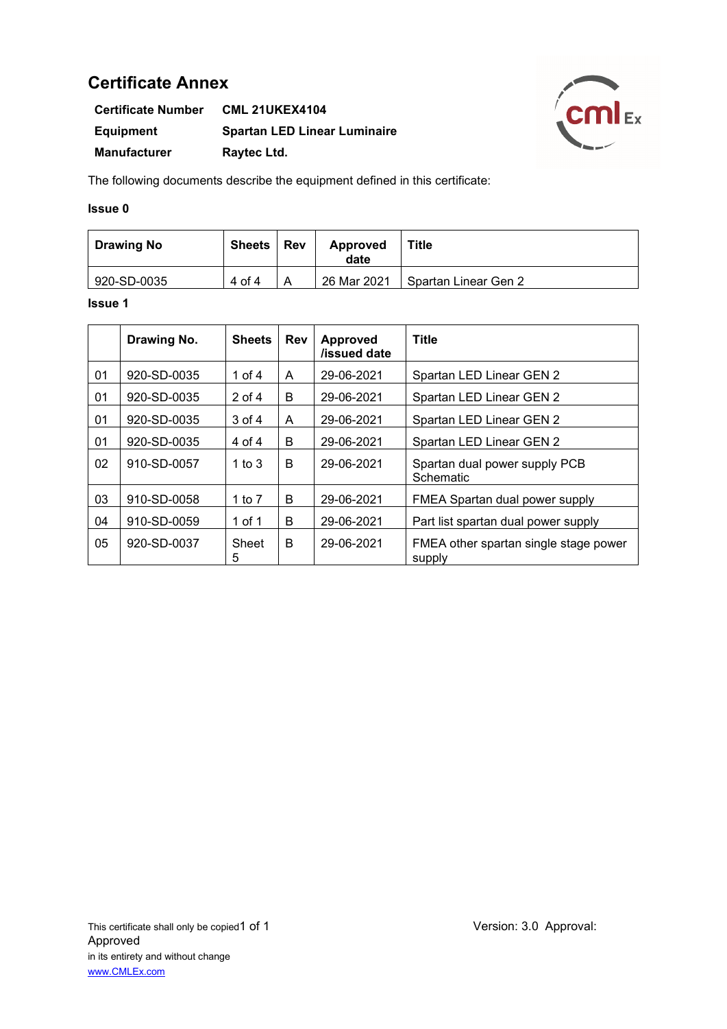# Certificate Annex

| | |
|---|---|
| **Certificate Number** | **CML 21UKEX4104** |
| **Equipment** | **Spartan LED Linear Luminaire** |
| **Manufacturer** | **Raytec Ltd.** |

The following documents describe the equipment defined in this certificate:

**Issue 0**

| Drawing No | Sheets | Rev | Approved date | Title |
|---|---|---|---|---|
| 920-SD-0035 | 4 of 4 | A | 26 Mar 2021 | Spartan Linear Gen 2 |

**Issue 1**

| | Drawing No. | Sheets | Rev | Approved /issued date | Title |
|---|---|---|---|---|---|
| 01 | 920-SD-0035 | 1 of 4 | A | 29-06-2021 | Spartan LED Linear GEN 2 |
| 01 | 920-SD-0035 | 2 of 4 | B | 29-06-2021 | Spartan LED Linear GEN 2 |
| 01 | 920-SD-0035 | 3 of 4 | A | 29-06-2021 | Spartan LED Linear GEN 2 |
| 01 | 920-SD-0035 | 4 of 4 | B | 29-06-2021 | Spartan LED Linear GEN 2 |
| 02 | 910-SD-0057 | 1 to 3 | B | 29-06-2021 | Spartan dual power supply PCB Schematic |
| 03 | 910-SD-0058 | 1 to 7 | B | 29-06-2021 | FMEA Spartan dual power supply |
| 04 | 910-SD-0059 | 1 of 1 | B | 29-06-2021 | Part list spartan dual power supply |
| 05 | 920-SD-0037 | Sheet 5 | B | 29-06-2021 | FMEA other spartan single stage power supply |

This certificate shall only be copied in its entirety and without change

www.CMLEx.com

Version: 3.0 Approval: Approved